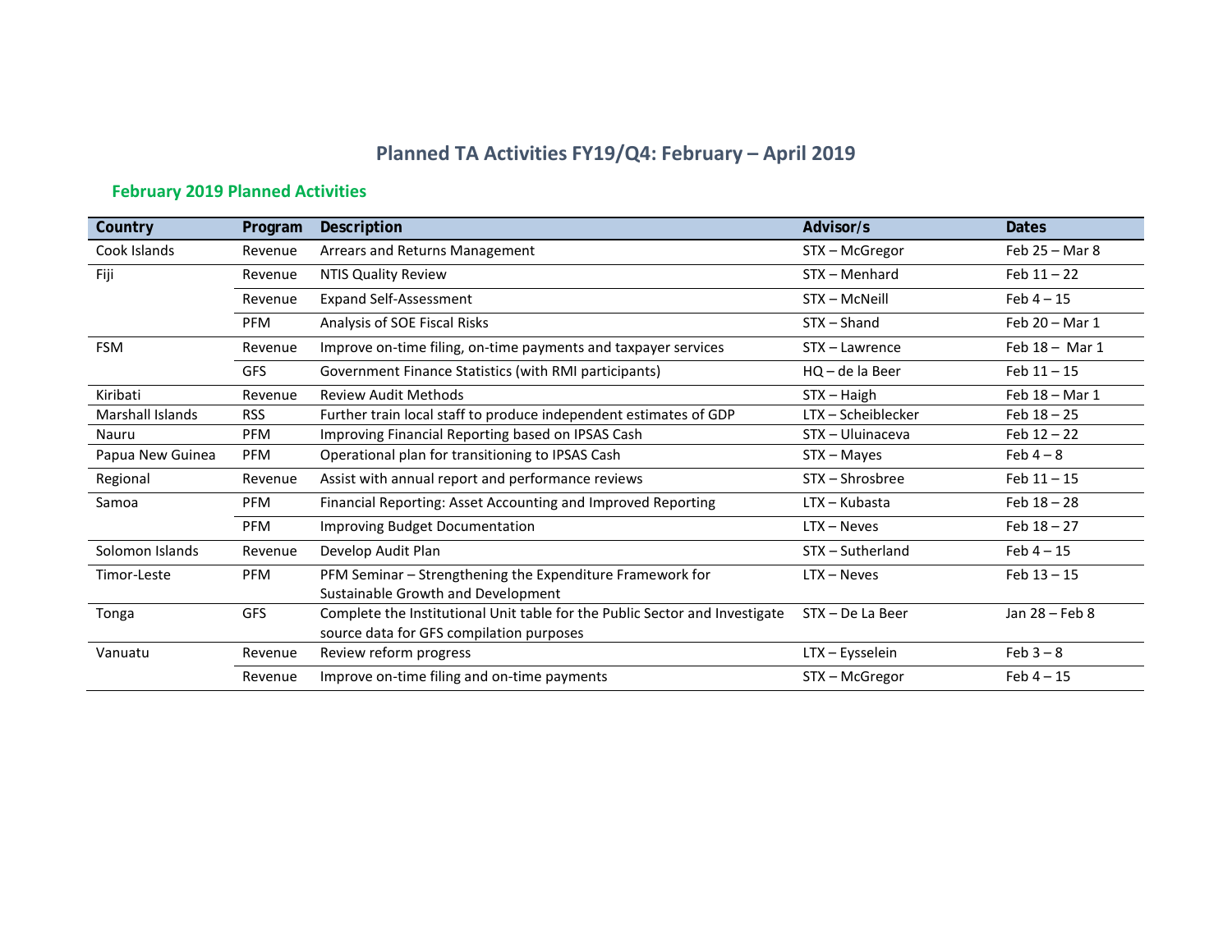# Planned TA Activities FY19/Q4: February – April 2019

## February 2019 Planned Activities

| Country | Program | Description | Advisor/s | Dates |
|---|---|---|---|---|
| Cook Islands | Revenue | Arrears and Returns Management | STX – McGregor | Feb 25 – Mar 8 |
| Fiji | Revenue | NTIS Quality Review | STX – Menhard | Feb 11 – 22 |
| | Revenue | Expand Self-Assessment | STX – McNeill | Feb 4 – 15 |
| | PFM | Analysis of SOE Fiscal Risks | STX – Shand | Feb 20 – Mar 1 |
| FSM | Revenue | Improve on-time filing, on-time payments and taxpayer services | STX – Lawrence | Feb 18 – Mar 1 |
| | GFS | Government Finance Statistics (with RMI participants) | HQ – de la Beer | Feb 11 – 15 |
| Kiribati | Revenue | Review Audit Methods | STX – Haigh | Feb 18 – Mar 1 |
| Marshall Islands | RSS | Further train local staff to produce independent estimates of GDP | LTX – Scheiblecker | Feb 18 – 25 |
| Nauru | PFM | Improving Financial Reporting based on IPSAS Cash | STX – Uluinaceva | Feb 12 – 22 |
| Papua New Guinea | PFM | Operational plan for transitioning to IPSAS Cash | STX – Mayes | Feb 4 – 8 |
| Regional | Revenue | Assist with annual report and performance reviews | STX – Shrosbree | Feb 11 – 15 |
| Samoa | PFM | Financial Reporting: Asset Accounting and Improved Reporting | LTX – Kubasta | Feb 18 – 28 |
| | PFM | Improving Budget Documentation | LTX – Neves | Feb 18 – 27 |
| Solomon Islands | Revenue | Develop Audit Plan | STX – Sutherland | Feb 4 – 15 |
| Timor-Leste | PFM | PFM Seminar – Strengthening the Expenditure Framework for Sustainable Growth and Development | LTX – Neves | Feb 13 – 15 |
| Tonga | GFS | Complete the Institutional Unit table for the Public Sector and Investigate source data for GFS compilation purposes | STX – De La Beer | Jan 28 – Feb 8 |
| Vanuatu | Revenue | Review reform progress | LTX – Eysselein | Feb 3 – 8 |
| | Revenue | Improve on-time filing and on-time payments | STX – McGregor | Feb 4 – 15 |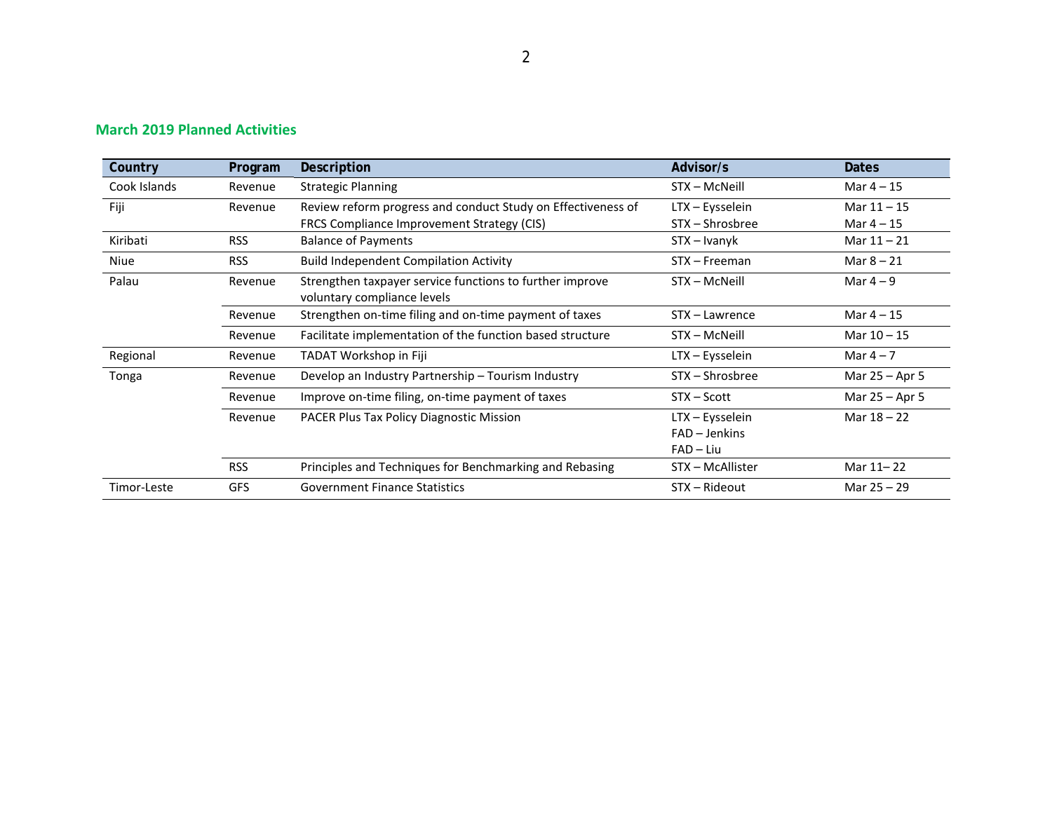## March 2019 Planned Activities

| Country | Program | Description | Advisor/s | Dates |
|---|---|---|---|---|
| Cook Islands | Revenue | Strategic Planning | STX – McNeill | Mar 4 – 15 |
| Fiji | Revenue | Review reform progress and conduct Study on Effectiveness of FRCS Compliance Improvement Strategy (CIS) | LTX – Eysselein<br>STX – Shrosbree | Mar 11 – 15<br>Mar 4 – 15 |
| Kiribati | RSS | Balance of Payments | STX – Ivanyk | Mar 11 – 21 |
| Niue | RSS | Build Independent Compilation Activity | STX – Freeman | Mar 8 – 21 |
| Palau | Revenue | Strengthen taxpayer service functions to further improve voluntary compliance levels | STX – McNeill | Mar 4 – 9 |
| | Revenue | Strengthen on-time filing and on-time payment of taxes | STX – Lawrence | Mar 4 – 15 |
| | Revenue | Facilitate implementation of the function based structure | STX – McNeill | Mar 10 – 15 |
| Regional | Revenue | TADAT Workshop in Fiji | LTX – Eysselein | Mar 4 – 7 |
| Tonga | Revenue | Develop an Industry Partnership – Tourism Industry | STX – Shrosbree | Mar 25 – Apr 5 |
| | Revenue | Improve on-time filing, on-time payment of taxes | STX – Scott | Mar 25 – Apr 5 |
| | Revenue | PACER Plus Tax Policy Diagnostic Mission | LTX – Eysselein<br>FAD – Jenkins<br>FAD – Liu | Mar 18 – 22 |
| | RSS | Principles and Techniques for Benchmarking and Rebasing | STX – McAllister | Mar 11– 22 |
| Timor-Leste | GFS | Government Finance Statistics | STX – Rideout | Mar 25 – 29 |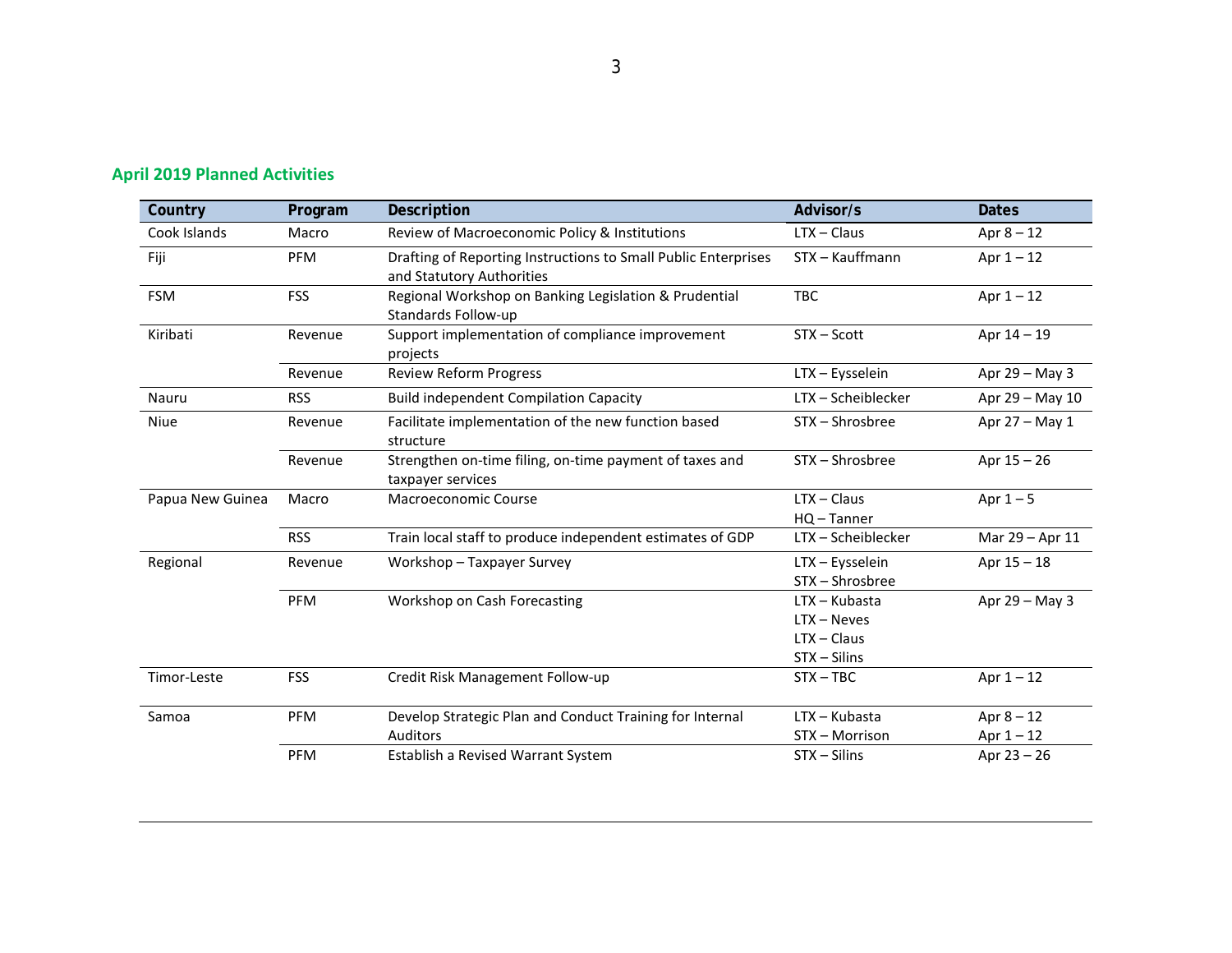## April 2019 Planned Activities

| Country | Program | Description | Advisor/s | Dates |
|---|---|---|---|---|
| Cook Islands | Macro | Review of Macroeconomic Policy & Institutions | LTX – Claus | Apr 8 – 12 |
| Fiji | PFM | Drafting of Reporting Instructions to Small Public Enterprises and Statutory Authorities | STX – Kauffmann | Apr 1 – 12 |
| FSM | FSS | Regional Workshop on Banking Legislation & Prudential Standards Follow-up | TBC | Apr 1 – 12 |
| Kiribati | Revenue | Support implementation of compliance improvement projects | STX – Scott | Apr 14 – 19 |
| | Revenue | Review Reform Progress | LTX – Eysselein | Apr 29 – May 3 |
| Nauru | RSS | Build independent Compilation Capacity | LTX – Scheiblecker | Apr 29 – May 10 |
| Niue | Revenue | Facilitate implementation of the new function based structure | STX – Shrosbree | Apr 27 – May 1 |
| | Revenue | Strengthen on-time filing, on-time payment of taxes and taxpayer services | STX – Shrosbree | Apr 15 – 26 |
| Papua New Guinea | Macro | Macroeconomic Course | LTX – Claus<br>HQ – Tanner | Apr 1 – 5 |
| | RSS | Train local staff to produce independent estimates of GDP | LTX – Scheiblecker | Mar 29 – Apr 11 |
| Regional | Revenue | Workshop – Taxpayer Survey | LTX – Eysselein<br>STX – Shrosbree | Apr 15 – 18 |
| | PFM | Workshop on Cash Forecasting | LTX – Kubasta<br>LTX – Neves<br>LTX – Claus<br>STX – Silins | Apr 29 – May 3 |
| Timor-Leste | FSS | Credit Risk Management Follow-up | STX – TBC | Apr 1 – 12 |
| Samoa | PFM | Develop Strategic Plan and Conduct Training for Internal Auditors | LTX – Kubasta<br>STX – Morrison | Apr 8 – 12<br>Apr 1 – 12 |
| | PFM | Establish a Revised Warrant System | STX – Silins | Apr 23 – 26 |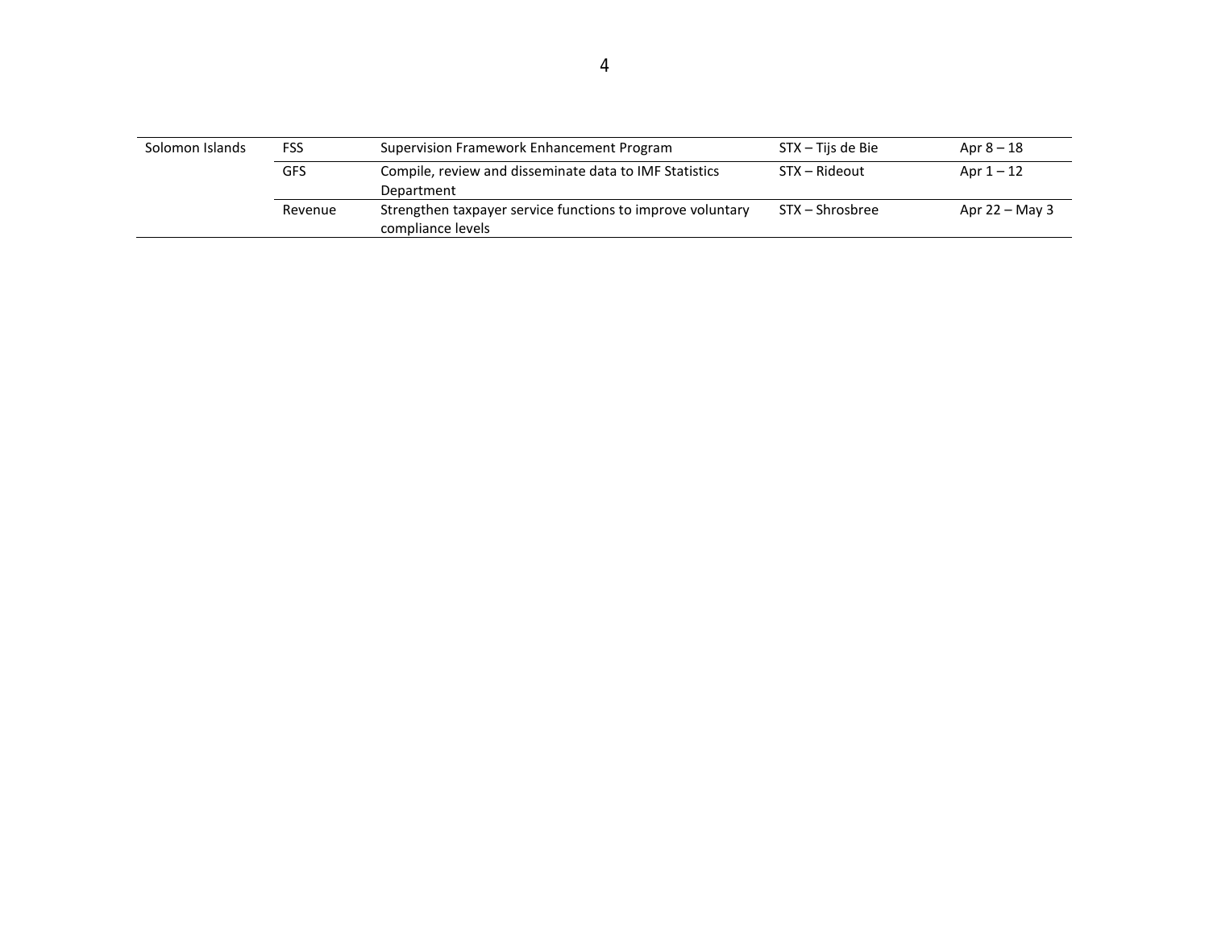| | | | | |
|---|---|---|---|---|
| Solomon Islands | FSS | Supervision Framework Enhancement Program | STX – Tijs de Bie | Apr 8 – 18 |
| | GFS | Compile, review and disseminate data to IMF Statistics Department | STX – Rideout | Apr 1 – 12 |
| | Revenue | Strengthen taxpayer service functions to improve voluntary compliance levels | STX – Shrosbree | Apr 22 – May 3 |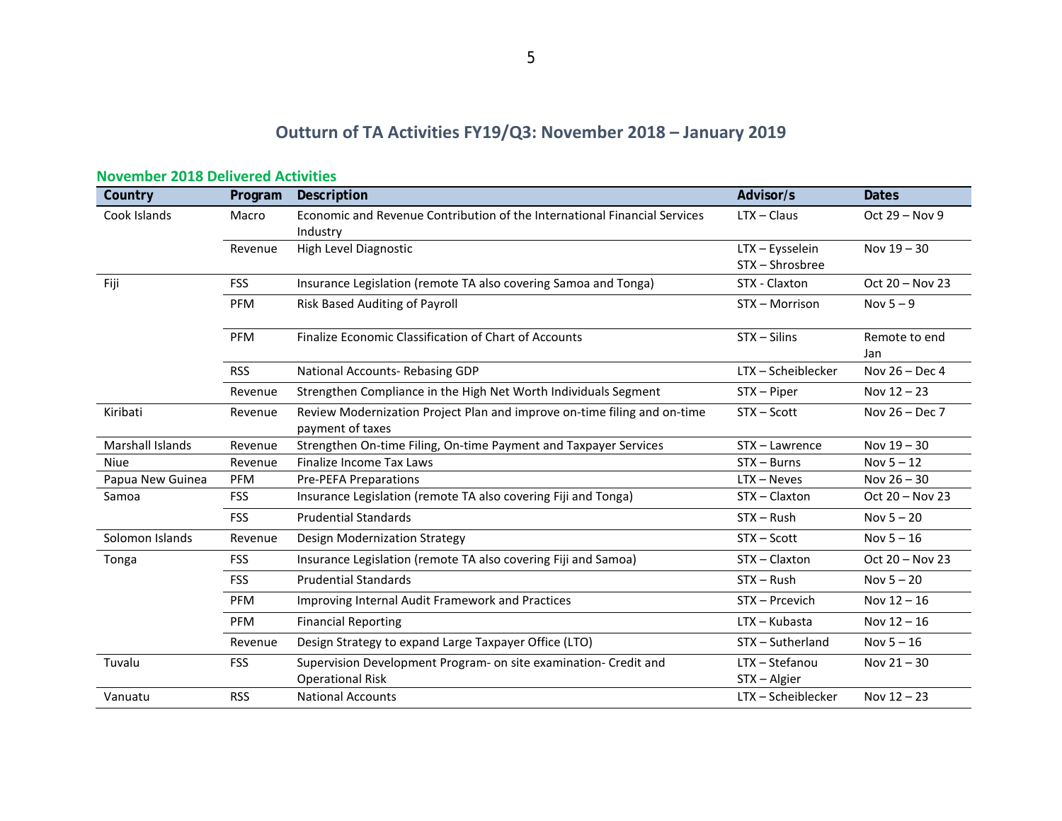# Outturn of TA Activities FY19/Q3: November 2018 – January 2019

## November 2018 Delivered Activities

| Country | Program | Description | Advisor/s | Dates |
|---|---|---|---|---|
| Cook Islands | Macro | Economic and Revenue Contribution of the International Financial Services Industry | LTX – Claus | Oct 29 – Nov 9 |
| | Revenue | High Level Diagnostic | LTX – Eysselein<br>STX – Shrosbree | Nov 19 – 30 |
| Fiji | FSS | Insurance Legislation (remote TA also covering Samoa and Tonga) | STX - Claxton | Oct 20 – Nov 23 |
| | PFM | Risk Based Auditing of Payroll | STX – Morrison | Nov 5 – 9 |
| | PFM | Finalize Economic Classification of Chart of Accounts | STX – Silins | Remote to end Jan |
| | RSS | National Accounts- Rebasing GDP | LTX – Scheiblecker | Nov 26 – Dec 4 |
| | Revenue | Strengthen Compliance in the High Net Worth Individuals Segment | STX – Piper | Nov 12 – 23 |
| Kiribati | Revenue | Review Modernization Project Plan and improve on-time filing and on-time payment of taxes | STX – Scott | Nov 26 – Dec 7 |
| Marshall Islands | Revenue | Strengthen On-time Filing, On-time Payment and Taxpayer Services | STX – Lawrence | Nov 19 – 30 |
| Niue | Revenue | Finalize Income Tax Laws | STX – Burns | Nov 5 – 12 |
| Papua New Guinea | PFM | Pre-PEFA Preparations | LTX – Neves | Nov 26 – 30 |
| Samoa | FSS | Insurance Legislation (remote TA also covering Fiji and Tonga) | STX – Claxton | Oct 20 – Nov 23 |
| | FSS | Prudential Standards | STX – Rush | Nov 5 – 20 |
| Solomon Islands | Revenue | Design Modernization Strategy | STX – Scott | Nov 5 – 16 |
| Tonga | FSS | Insurance Legislation (remote TA also covering Fiji and Samoa) | STX – Claxton | Oct 20 – Nov 23 |
| | FSS | Prudential Standards | STX – Rush | Nov 5 – 20 |
| | PFM | Improving Internal Audit Framework and Practices | STX – Prcevich | Nov 12 – 16 |
| | PFM | Financial Reporting | LTX – Kubasta | Nov 12 – 16 |
| | Revenue | Design Strategy to expand Large Taxpayer Office (LTO) | STX – Sutherland | Nov 5 – 16 |
| Tuvalu | FSS | Supervision Development Program- on site examination- Credit and Operational Risk | LTX – Stefanou<br>STX – Algier | Nov 21 – 30 |
| Vanuatu | RSS | National Accounts | LTX – Scheiblecker | Nov 12 – 23 |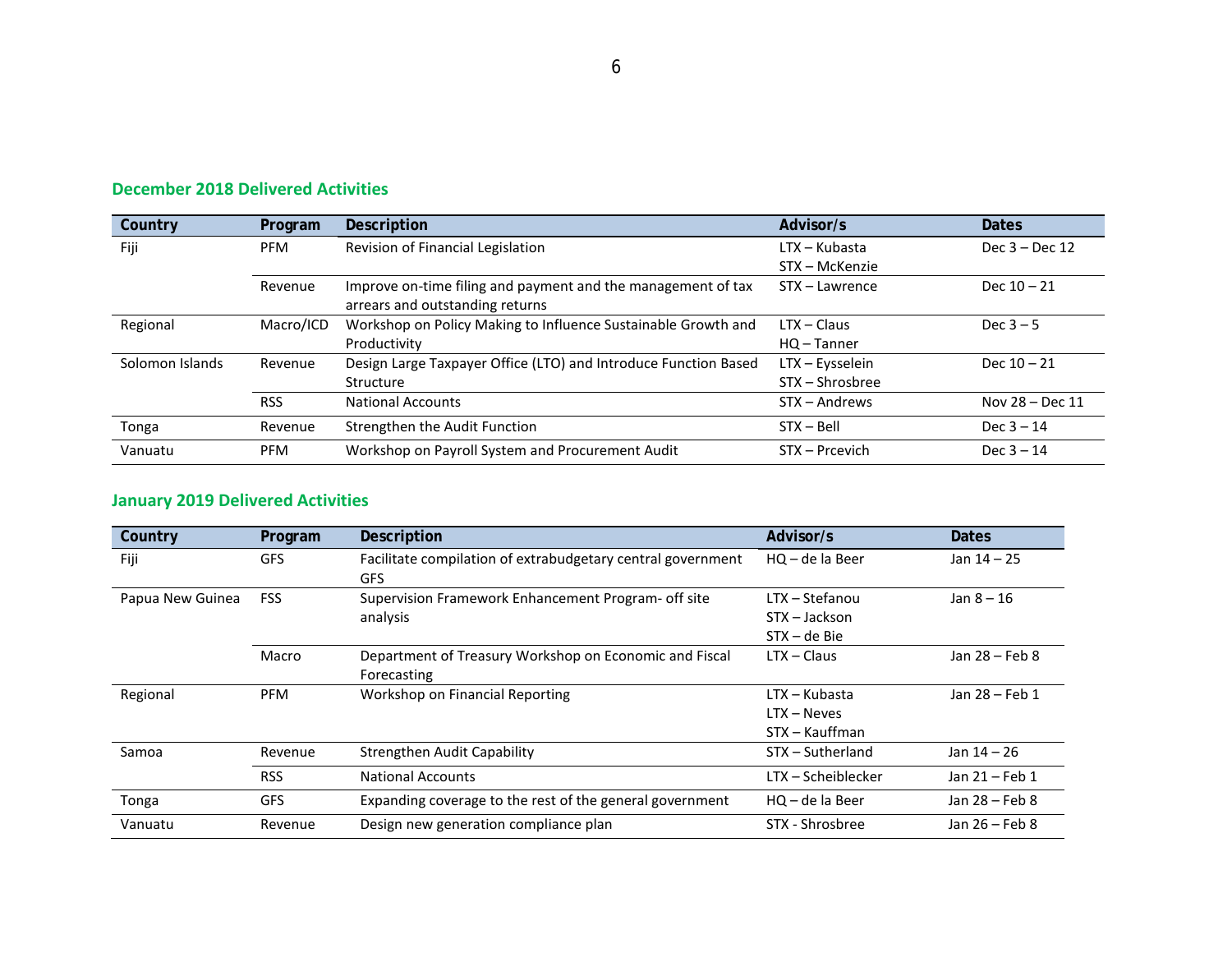### December 2018 Delivered Activities

| Country | Program | Description | Advisor/s | Dates |
|---|---|---|---|---|
| Fiji | PFM | Revision of Financial Legislation | LTX – Kubasta<br>STX – McKenzie | Dec 3 – Dec 12 |
| | Revenue | Improve on-time filing and payment and the management of tax arrears and outstanding returns | STX – Lawrence | Dec 10 – 21 |
| Regional | Macro/ICD | Workshop on Policy Making to Influence Sustainable Growth and Productivity | LTX – Claus<br>HQ – Tanner | Dec 3 – 5 |
| Solomon Islands | Revenue | Design Large Taxpayer Office (LTO) and Introduce Function Based Structure | LTX – Eysselein<br>STX – Shrosbree | Dec 10 – 21 |
| | RSS | National Accounts | STX – Andrews | Nov 28 – Dec 11 |
| Tonga | Revenue | Strengthen the Audit Function | STX – Bell | Dec 3 – 14 |
| Vanuatu | PFM | Workshop on Payroll System and Procurement Audit | STX – Prcevich | Dec 3 – 14 |

### January 2019 Delivered Activities

| Country | Program | Description | Advisor/s | Dates |
|---|---|---|---|---|
| Fiji | GFS | Facilitate compilation of extrabudgetary central government GFS | HQ – de la Beer | Jan 14 – 25 |
| Papua New Guinea | FSS | Supervision Framework Enhancement Program- off site analysis | LTX – Stefanou<br>STX – Jackson<br>STX – de Bie | Jan 8 – 16 |
| | Macro | Department of Treasury Workshop on Economic and Fiscal Forecasting | LTX – Claus | Jan 28 – Feb 8 |
| Regional | PFM | Workshop on Financial Reporting | LTX – Kubasta<br>LTX – Neves<br>STX – Kauffman | Jan 28 – Feb 1 |
| Samoa | Revenue | Strengthen Audit Capability | STX – Sutherland | Jan 14 – 26 |
| | RSS | National Accounts | LTX – Scheiblecker | Jan 21 – Feb 1 |
| Tonga | GFS | Expanding coverage to the rest of the general government | HQ – de la Beer | Jan 28 – Feb 8 |
| Vanuatu | Revenue | Design new generation compliance plan | STX - Shrosbree | Jan 26 – Feb 8 |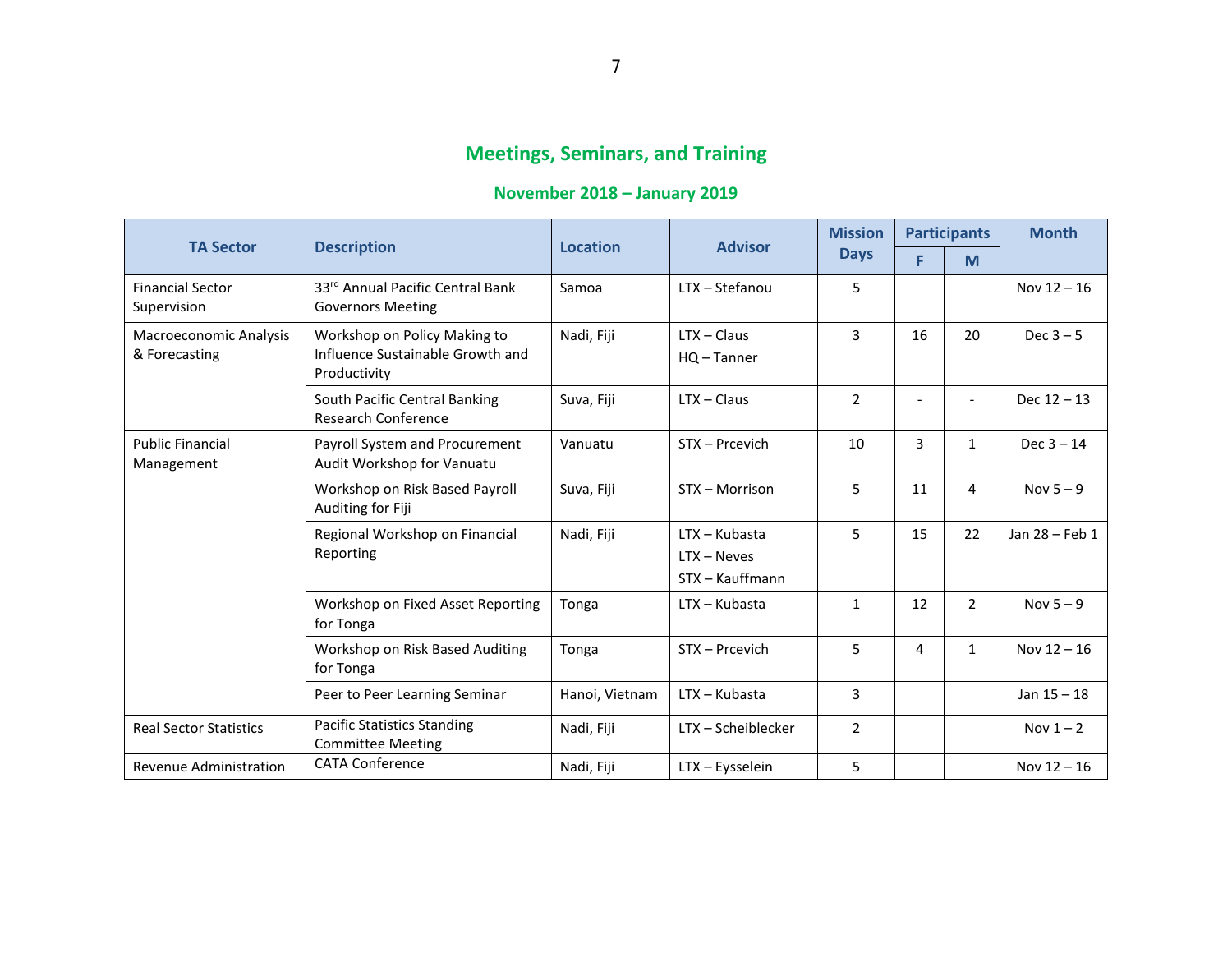## Meetings, Seminars, and Training

### November 2018 – January 2019

| TA Sector | Description | Location | Advisor | Mission Days | Participants | | Month |
|---|---|---|---|---|---|---|---|
| | | | | | F | M | |
| Financial Sector Supervision | 33rd Annual Pacific Central Bank Governors Meeting | Samoa | LTX – Stefanou | 5 | | | Nov 12 – 16 |
| Macroeconomic Analysis & Forecasting | Workshop on Policy Making to Influence Sustainable Growth and Productivity | Nadi, Fiji | LTX – Claus<br>HQ – Tanner | 3 | 16 | 20 | Dec 3 – 5 |
| | South Pacific Central Banking Research Conference | Suva, Fiji | LTX – Claus | 2 | - | - | Dec 12 – 13 |
| Public Financial Management | Payroll System and Procurement Audit Workshop for Vanuatu | Vanuatu | STX – Prcevich | 10 | 3 | 1 | Dec 3 – 14 |
| | Workshop on Risk Based Payroll Auditing for Fiji | Suva, Fiji | STX – Morrison | 5 | 11 | 4 | Nov 5 – 9 |
| | Regional Workshop on Financial Reporting | Nadi, Fiji | LTX – Kubasta<br>LTX – Neves<br>STX – Kauffmann | 5 | 15 | 22 | Jan 28 – Feb 1 |
| | Workshop on Fixed Asset Reporting for Tonga | Tonga | LTX – Kubasta | 1 | 12 | 2 | Nov 5 – 9 |
| | Workshop on Risk Based Auditing for Tonga | Tonga | STX – Prcevich | 5 | 4 | 1 | Nov 12 – 16 |
| | Peer to Peer Learning Seminar | Hanoi, Vietnam | LTX – Kubasta | 3 | | | Jan 15 – 18 |
| Real Sector Statistics | Pacific Statistics Standing Committee Meeting | Nadi, Fiji | LTX – Scheiblecker | 2 | | | Nov 1 – 2 |
| Revenue Administration | CATA Conference | Nadi, Fiji | LTX – Eysselein | 5 | | | Nov 12 – 16 |